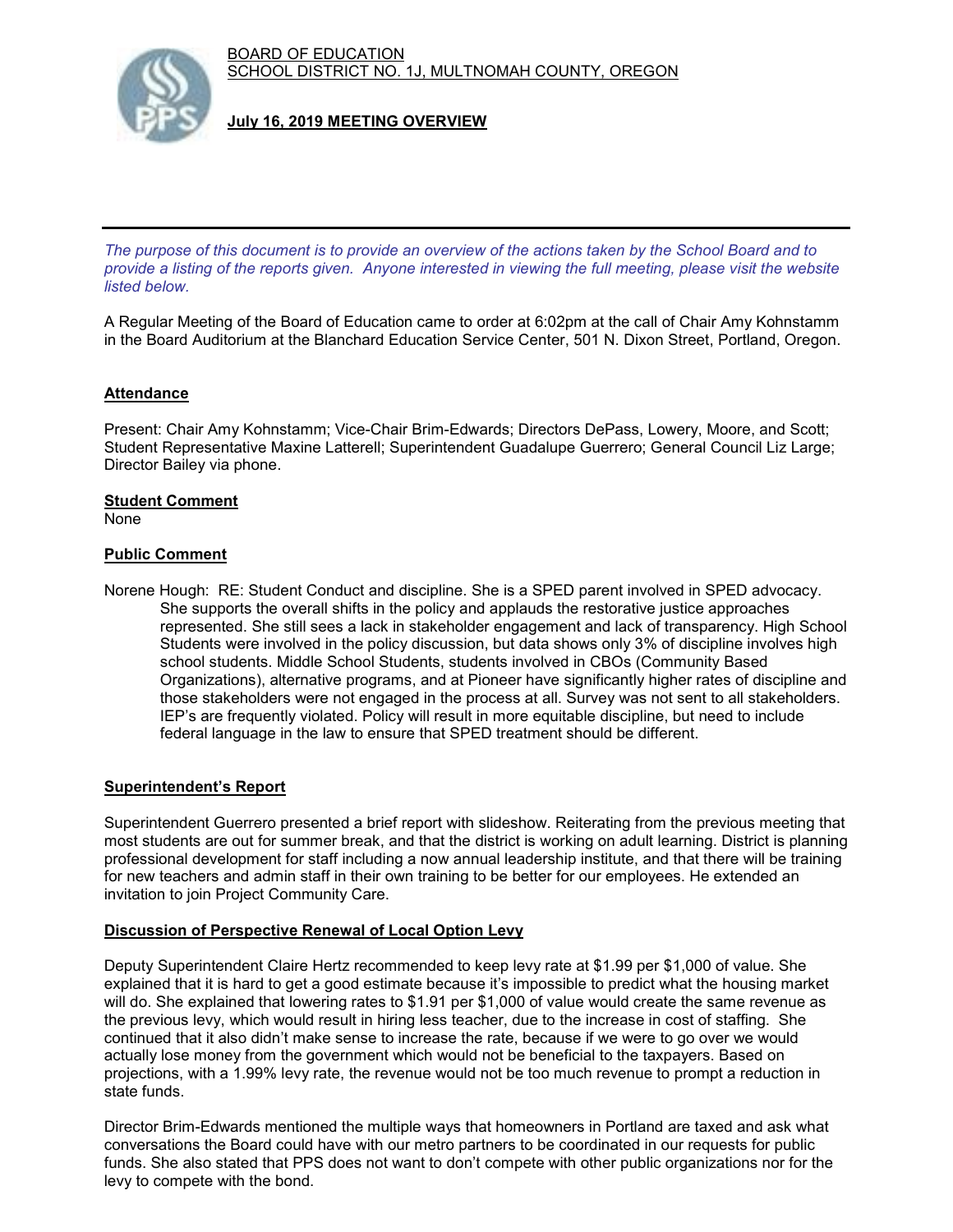BOARD OF EDUCATION
SCHOOL DISTRICT NO. 1J, MULTNOMAH COUNTY, OREGON

**July 16, 2019 MEETING OVERVIEW**

---

*The purpose of this document is to provide an overview of the actions taken by the School Board and to provide a listing of the reports given. Anyone interested in viewing the full meeting, please visit the website listed below.*

A Regular Meeting of the Board of Education came to order at 6:02pm at the call of Chair Amy Kohnstamm in the Board Auditorium at the Blanchard Education Service Center, 501 N. Dixon Street, Portland, Oregon.

## Attendance

Present: Chair Amy Kohnstamm; Vice-Chair Brim-Edwards; Directors DePass, Lowery, Moore, and Scott; Student Representative Maxine Latterell; Superintendent Guadalupe Guerrero; General Council Liz Large; Director Bailey via phone.

## Student Comment

None

## Public Comment

Norene Hough: RE: Student Conduct and discipline. She is a SPED parent involved in SPED advocacy. She supports the overall shifts in the policy and applauds the restorative justice approaches represented. She still sees a lack in stakeholder engagement and lack of transparency. High School Students were involved in the policy discussion, but data shows only 3% of discipline involves high school students. Middle School Students, students involved in CBOs (Community Based Organizations), alternative programs, and at Pioneer have significantly higher rates of discipline and those stakeholders were not engaged in the process at all. Survey was not sent to all stakeholders. IEP's are frequently violated. Policy will result in more equitable discipline, but need to include federal language in the law to ensure that SPED treatment should be different.

## Superintendent's Report

Superintendent Guerrero presented a brief report with slideshow. Reiterating from the previous meeting that most students are out for summer break, and that the district is working on adult learning. District is planning professional development for staff including a now annual leadership institute, and that there will be training for new teachers and admin staff in their own training to be better for our employees. He extended an invitation to join Project Community Care.

## Discussion of Perspective Renewal of Local Option Levy

Deputy Superintendent Claire Hertz recommended to keep levy rate at $1.99 per $1,000 of value. She explained that it is hard to get a good estimate because it's impossible to predict what the housing market will do. She explained that lowering rates to $1.91 per $1,000 of value would create the same revenue as the previous levy, which would result in hiring less teacher, due to the increase in cost of staffing. She continued that it also didn't make sense to increase the rate, because if we were to go over we would actually lose money from the government which would not be beneficial to the taxpayers. Based on projections, with a 1.99% levy rate, the revenue would not be too much revenue to prompt a reduction in state funds.

Director Brim-Edwards mentioned the multiple ways that homeowners in Portland are taxed and ask what conversations the Board could have with our metro partners to be coordinated in our requests for public funds. She also stated that PPS does not want to don't compete with other public organizations nor for the levy to compete with the bond.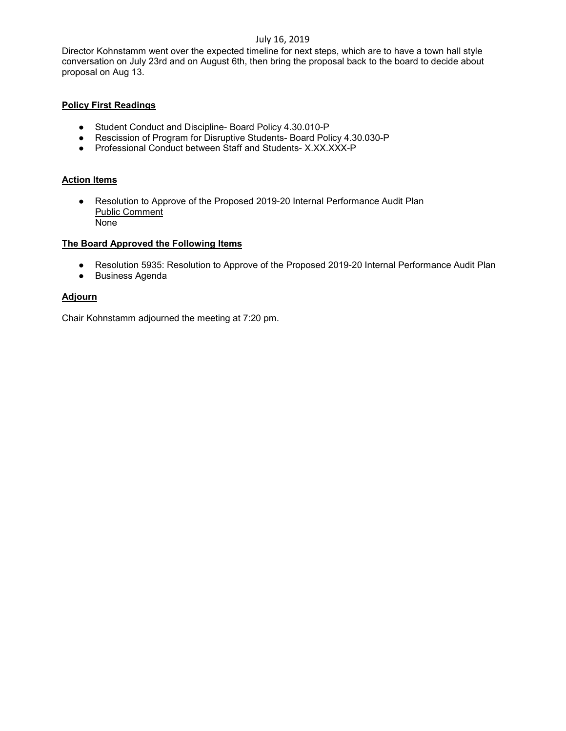Director Kohnstamm went over the expected timeline for next steps, which are to have a town hall style conversation on July 23rd and on August 6th, then bring the proposal back to the board to decide about proposal on Aug 13.

**Policy First Readings**

- Student Conduct and Discipline- Board Policy 4.30.010-P
- Rescission of Program for Disruptive Students- Board Policy 4.30.030-P
- Professional Conduct between Staff and Students- X.XX.XXX-P

**Action Items**

- Resolution to Approve of the Proposed 2019-20 Internal Performance Audit Plan
  Public Comment
  None

**The Board Approved the Following Items**

- Resolution 5935: Resolution to Approve of the Proposed 2019-20 Internal Performance Audit Plan
- Business Agenda

**Adjourn**

Chair Kohnstamm adjourned the meeting at 7:20 pm.